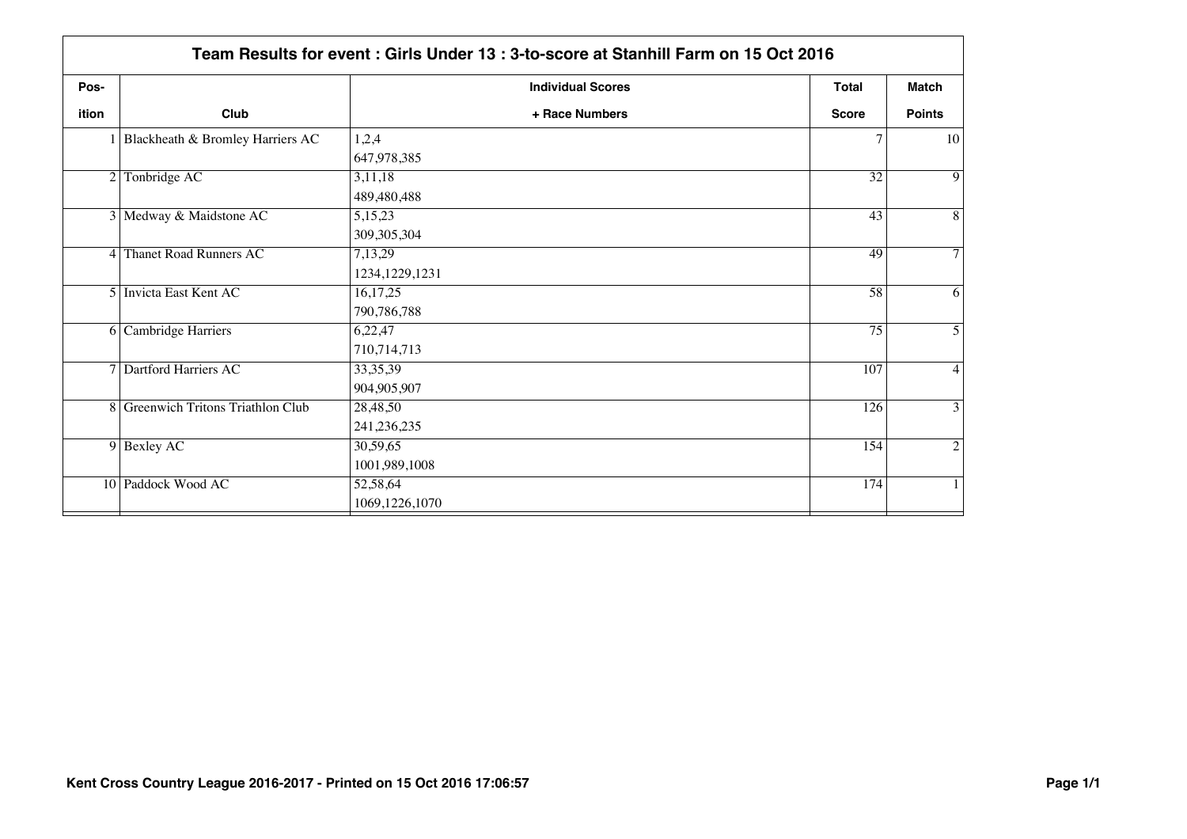## Team Results for event : Girls Under 13 : 3-to-score at Stanhill Farm on 15 Oct 2016

| Pos-<br>ition | Club | Individual Scores<br>+ Race Numbers | Total<br>Score | Match<br>Points |
|---|---|---|---|---|
| 1 | Blackheath & Bromley Harriers AC | 1,2,4<br>647,978,385 | 7 | 10 |
| 2 | Tonbridge AC | 3,11,18<br>489,480,488 | 32 | 9 |
| 3 | Medway & Maidstone AC | 5,15,23<br>309,305,304 | 43 | 8 |
| 4 | Thanet Road Runners AC | 7,13,29<br>1234,1229,1231 | 49 | 7 |
| 5 | Invicta East Kent AC | 16,17,25<br>790,786,788 | 58 | 6 |
| 6 | Cambridge Harriers | 6,22,47<br>710,714,713 | 75 | 5 |
| 7 | Dartford Harriers AC | 33,35,39<br>904,905,907 | 107 | 4 |
| 8 | Greenwich Tritons Triathlon Club | 28,48,50<br>241,236,235 | 126 | 3 |
| 9 | Bexley AC | 30,59,65<br>1001,989,1008 | 154 | 2 |
| 10 | Paddock Wood AC | 52,58,64<br>1069,1226,1070 | 174 | 1 |

**Kent Cross Country League 2016-2017 - Printed on 15 Oct 2016 17:06:57**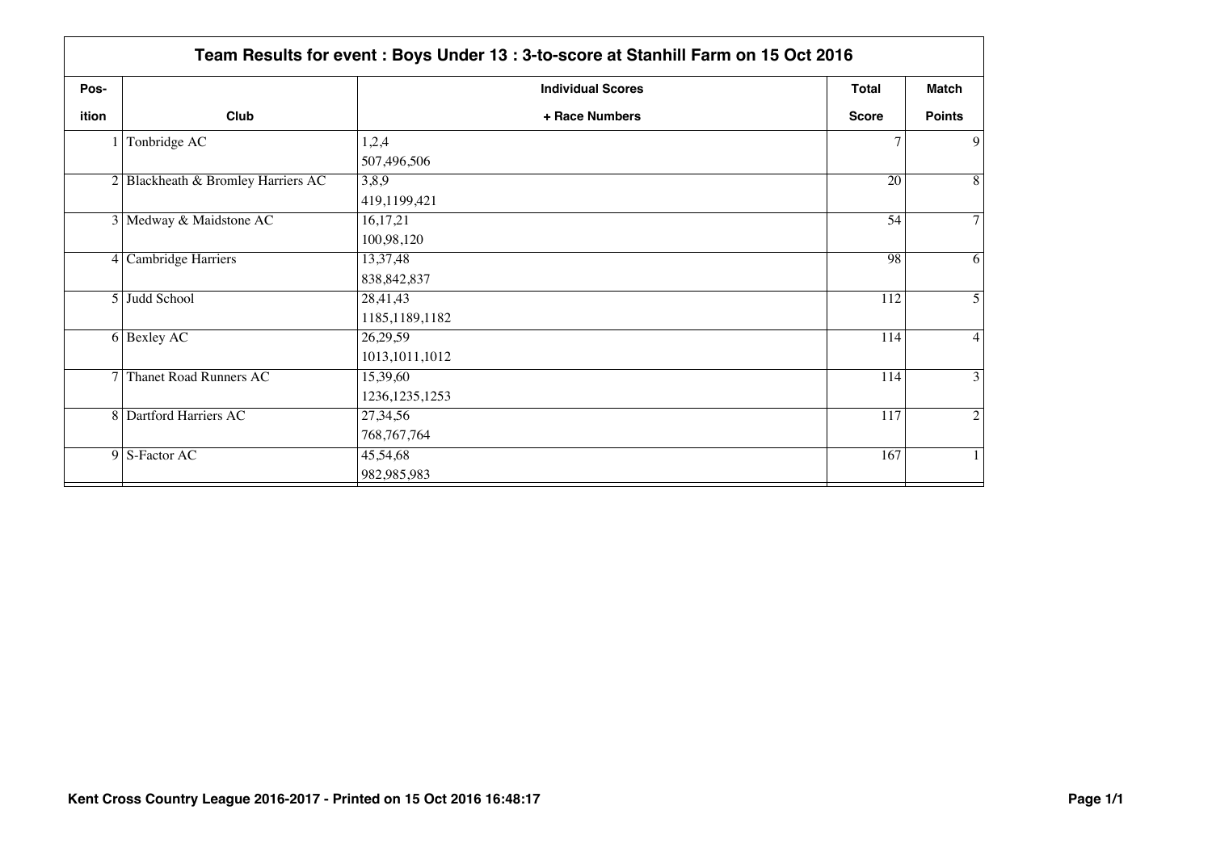## Team Results for event : Boys Under 13 : 3-to-score at Stanhill Farm on 15 Oct 2016

| Pos-ition | Club | Individual Scores + Race Numbers | Total Score | Match Points |
| --- | --- | --- | --- | --- |
| 1 | Tonbridge AC | 1,2,4<br>507,496,506 | 7 | 9 |
| 2 | Blackheath & Bromley Harriers AC | 3,8,9<br>419,1199,421 | 20 | 8 |
| 3 | Medway & Maidstone AC | 16,17,21<br>100,98,120 | 54 | 7 |
| 4 | Cambridge Harriers | 13,37,48<br>838,842,837 | 98 | 6 |
| 5 | Judd School | 28,41,43<br>1185,1189,1182 | 112 | 5 |
| 6 | Bexley AC | 26,29,59<br>1013,1011,1012 | 114 | 4 |
| 7 | Thanet Road Runners AC | 15,39,60<br>1236,1235,1253 | 114 | 3 |
| 8 | Dartford Harriers AC | 27,34,56<br>768,767,764 | 117 | 2 |
| 9 | S-Factor AC | 45,54,68<br>982,985,983 | 167 | 1 |

Kent Cross Country League 2016-2017 - Printed on 15 Oct 2016 16:48:17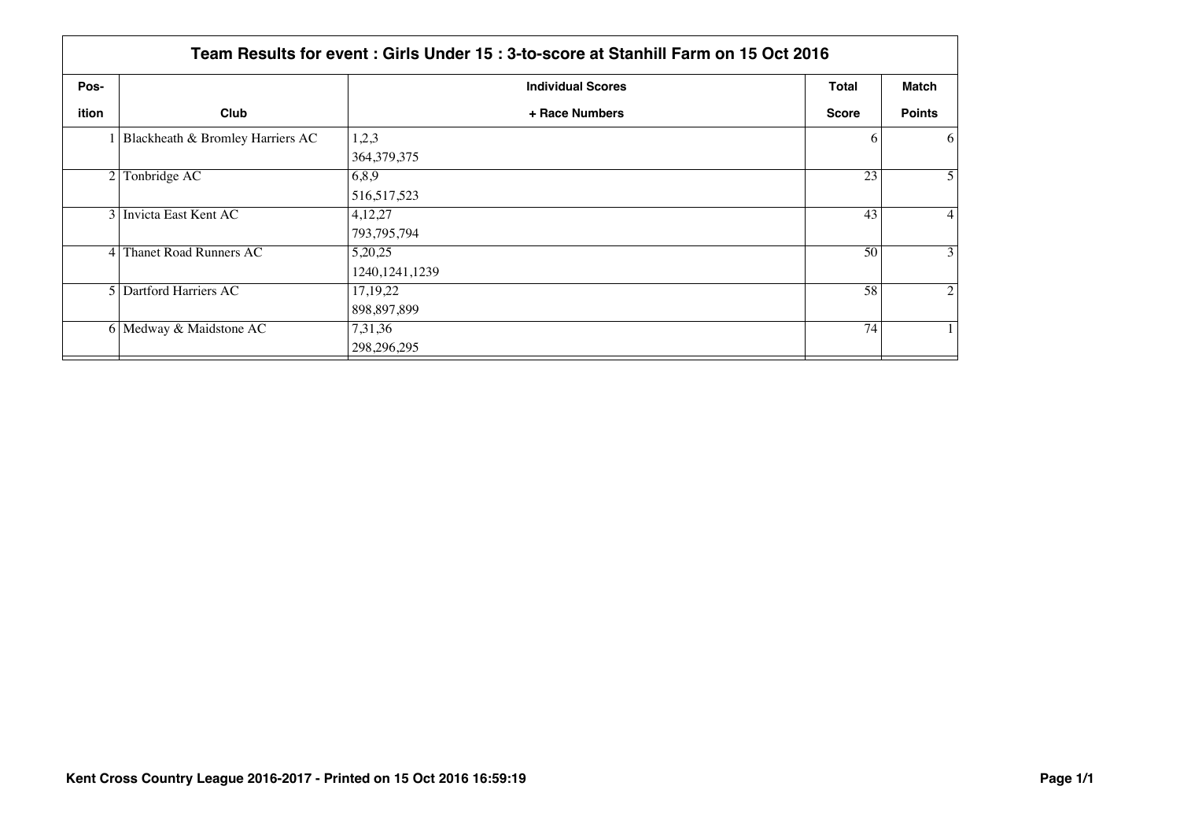## Team Results for event : Girls Under 15 : 3-to-score at Stanhill Farm on 15 Oct 2016

| Pos-ition | Club | Individual Scores + Race Numbers | Total Score | Match Points |
|---|---|---|---|---|
| 1 | Blackheath & Bromley Harriers AC | 1,2,3<br>364,379,375 | 6 | 6 |
| 2 | Tonbridge AC | 6,8,9<br>516,517,523 | 23 | 5 |
| 3 | Invicta East Kent AC | 4,12,27<br>793,795,794 | 43 | 4 |
| 4 | Thanet Road Runners AC | 5,20,25<br>1240,1241,1239 | 50 | 3 |
| 5 | Dartford Harriers AC | 17,19,22<br>898,897,899 | 58 | 2 |
| 6 | Medway & Maidstone AC | 7,31,36<br>298,296,295 | 74 | 1 |

**Kent Cross Country League 2016-2017 - Printed on 15 Oct 2016 16:59:19**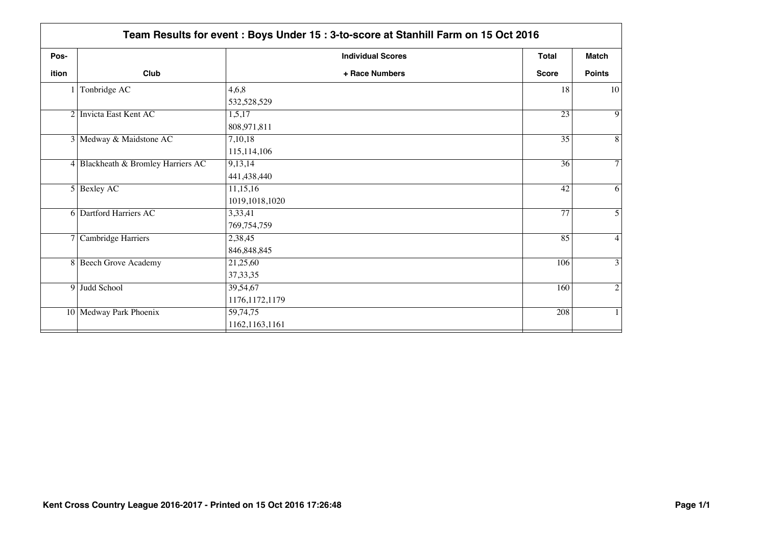## Team Results for event : Boys Under 15 : 3-to-score at Stanhill Farm on 15 Oct 2016

| Pos-ition | Club | Individual Scores + Race Numbers | Total Score | Match Points |
|---|---|---|---|---|
| 1 | Tonbridge AC | 4,6,8<br>532,528,529 | 18 | 10 |
| 2 | Invicta East Kent AC | 1,5,17<br>808,971,811 | 23 | 9 |
| 3 | Medway & Maidstone AC | 7,10,18<br>115,114,106 | 35 | 8 |
| 4 | Blackheath & Bromley Harriers AC | 9,13,14<br>441,438,440 | 36 | 7 |
| 5 | Bexley AC | 11,15,16<br>1019,1018,1020 | 42 | 6 |
| 6 | Dartford Harriers AC | 3,33,41<br>769,754,759 | 77 | 5 |
| 7 | Cambridge Harriers | 2,38,45<br>846,848,845 | 85 | 4 |
| 8 | Beech Grove Academy | 21,25,60<br>37,33,35 | 106 | 3 |
| 9 | Judd School | 39,54,67<br>1176,1172,1179 | 160 | 2 |
| 10 | Medway Park Phoenix | 59,74,75<br>1162,1163,1161 | 208 | 1 |

Kent Cross Country League 2016-2017 - Printed on 15 Oct 2016 17:26:48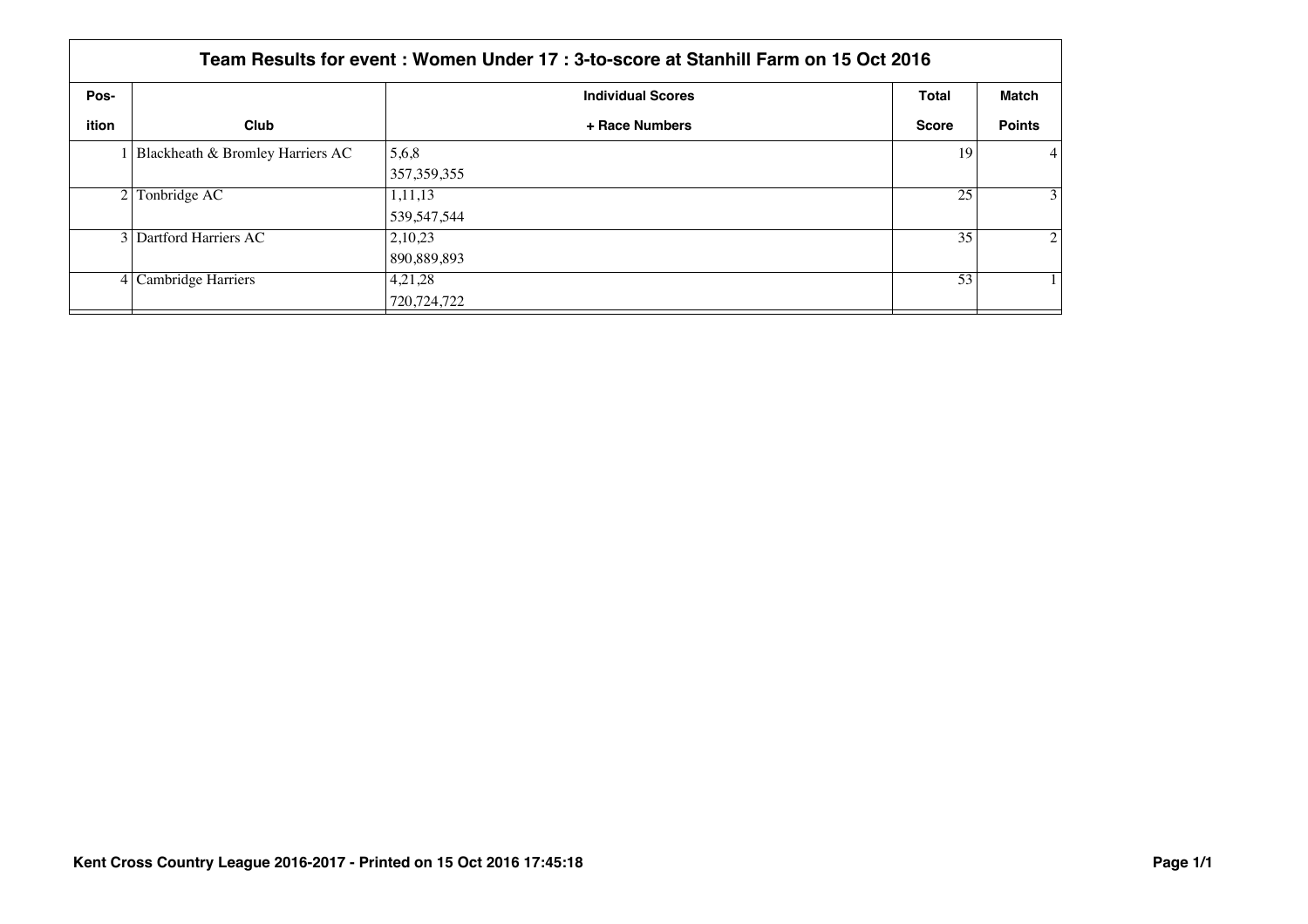## Team Results for event : Women Under 17 : 3-to-score at Stanhill Farm on 15 Oct 2016

| Position | Club | Individual Scores + Race Numbers | Total Score | Match Points |
|---|---|---|---|---|
| 1 | Blackheath & Bromley Harriers AC | 5,6,8<br>357,359,355 | 19 | 4 |
| 2 | Tonbridge AC | 1,11,13<br>539,547,544 | 25 | 3 |
| 3 | Dartford Harriers AC | 2,10,23<br>890,889,893 | 35 | 2 |
| 4 | Cambridge Harriers | 4,21,28<br>720,724,722 | 53 | 1 |

**Kent Cross Country League 2016-2017 - Printed on 15 Oct 2016 17:45:18**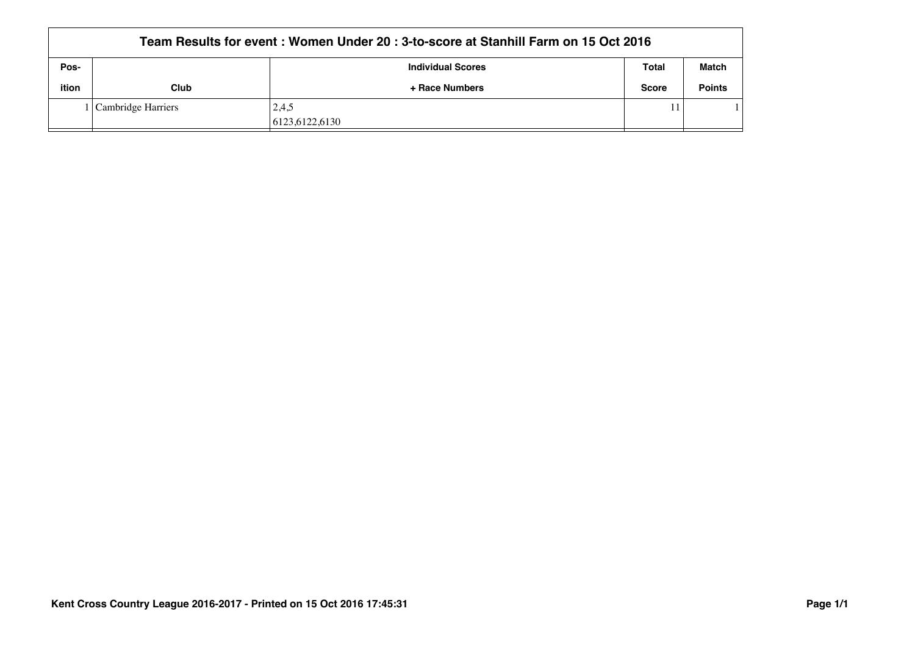# Team Results for event : Women Under 20 : 3-to-score at Stanhill Farm on 15 Oct 2016

| Pos-ition | Club | Individual Scores + Race Numbers | Total Score | Match Points |
|---|---|---|---|---|
| 1 | Cambridge Harriers | 2,4,5<br>6123,6122,6130 | 11 | 1 |

Kent Cross Country League 2016-2017 - Printed on 15 Oct 2016 17:45:31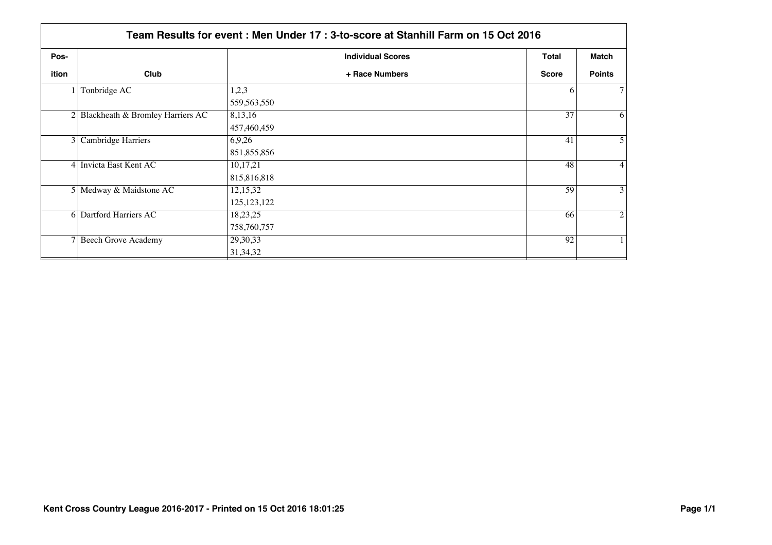## Team Results for event : Men Under 17 : 3-to-score at Stanhill Farm on 15 Oct 2016

| Position | Club | Individual Scores + Race Numbers | Total Score | Match Points |
|---|---|---|---|---|
| 1 | Tonbridge AC | 1,2,3<br>559,563,550 | 6 | 7 |
| 2 | Blackheath & Bromley Harriers AC | 8,13,16<br>457,460,459 | 37 | 6 |
| 3 | Cambridge Harriers | 6,9,26<br>851,855,856 | 41 | 5 |
| 4 | Invicta East Kent AC | 10,17,21<br>815,816,818 | 48 | 4 |
| 5 | Medway & Maidstone AC | 12,15,32<br>125,123,122 | 59 | 3 |
| 6 | Dartford Harriers AC | 18,23,25<br>758,760,757 | 66 | 2 |
| 7 | Beech Grove Academy | 29,30,33<br>31,34,32 | 92 | 1 |

**Kent Cross Country League 2016-2017 - Printed on 15 Oct 2016 18:01:25**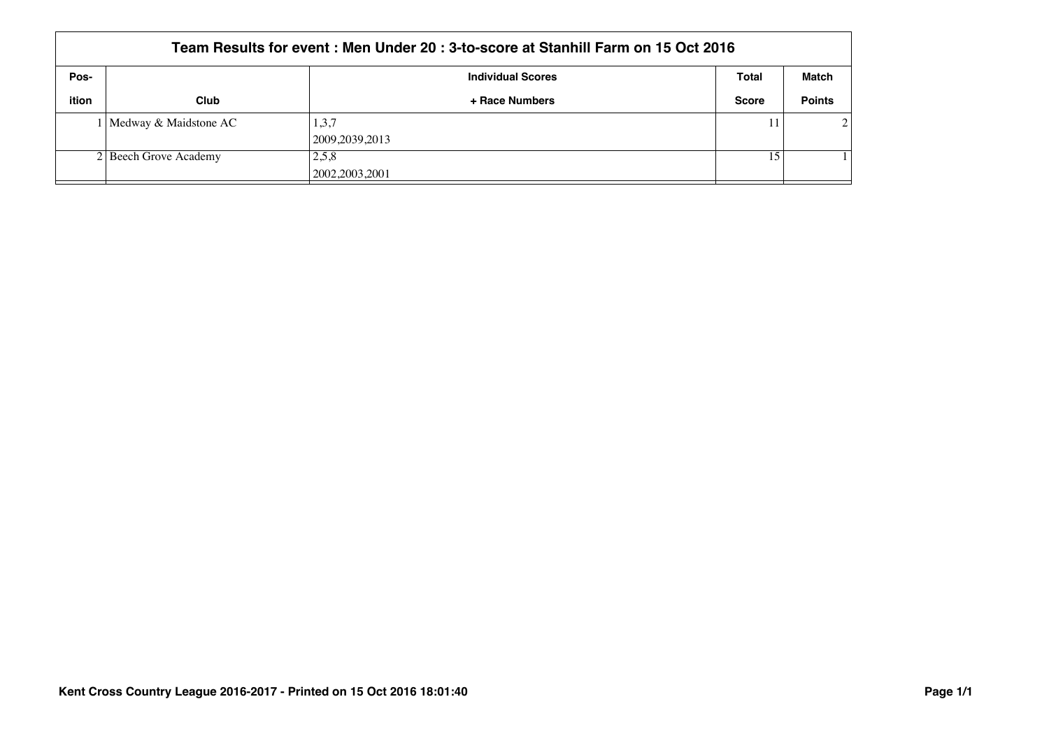## Team Results for event : Men Under 20 : 3-to-score at Stanhill Farm on 15 Oct 2016

| Pos-ition | Club | Individual Scores + Race Numbers | Total Score | Match Points |
|---|---|---|---|---|
| 1 | Medway & Maidstone AC | 1,3,7<br>2009,2039,2013 | 11 | 2 |
| 2 | Beech Grove Academy | 2,5,8<br>2002,2003,2001 | 15 | 1 |

Kent Cross Country League 2016-2017 - Printed on 15 Oct 2016 18:01:40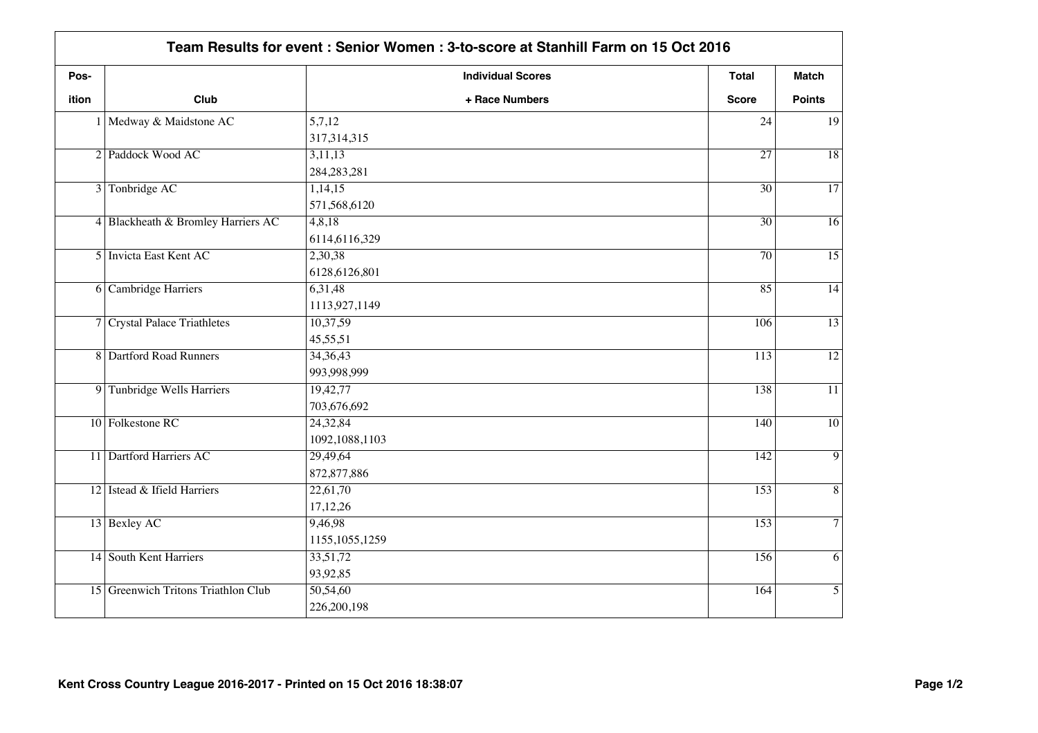# Team Results for event : Senior Women : 3-to-score at Stanhill Farm on 15 Oct 2016

| Pos-<br>ition | Club | Individual Scores<br>+ Race Numbers | Total<br>Score | Match<br>Points |
|---|---|---|---|---|
| 1 | Medway & Maidstone AC | 5,7,12<br>317,314,315 | 24 | 19 |
| 2 | Paddock Wood AC | 3,11,13<br>284,283,281 | 27 | 18 |
| 3 | Tonbridge AC | 1,14,15<br>571,568,6120 | 30 | 17 |
| 4 | Blackheath & Bromley Harriers AC | 4,8,18<br>6114,6116,329 | 30 | 16 |
| 5 | Invicta East Kent AC | 2,30,38<br>6128,6126,801 | 70 | 15 |
| 6 | Cambridge Harriers | 6,31,48<br>1113,927,1149 | 85 | 14 |
| 7 | Crystal Palace Triathletes | 10,37,59<br>45,55,51 | 106 | 13 |
| 8 | Dartford Road Runners | 34,36,43<br>993,998,999 | 113 | 12 |
| 9 | Tunbridge Wells Harriers | 19,42,77<br>703,676,692 | 138 | 11 |
| 10 | Folkestone RC | 24,32,84<br>1092,1088,1103 | 140 | 10 |
| 11 | Dartford Harriers AC | 29,49,64<br>872,877,886 | 142 | 9 |
| 12 | Istead & Ifield Harriers | 22,61,70<br>17,12,26 | 153 | 8 |
| 13 | Bexley AC | 9,46,98<br>1155,1055,1259 | 153 | 7 |
| 14 | South Kent Harriers | 33,51,72<br>93,92,85 | 156 | 6 |
| 15 | Greenwich Tritons Triathlon Club | 50,54,60<br>226,200,198 | 164 | 5 |

Kent Cross Country League 2016-2017 - Printed on 15 Oct 2016 18:38:07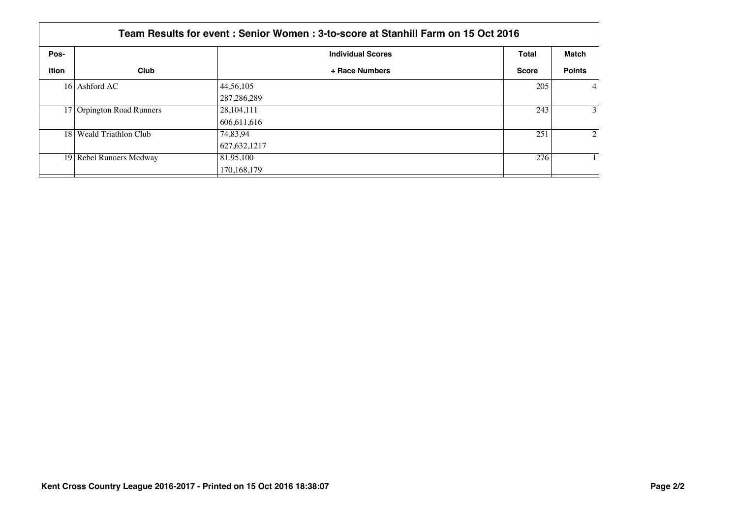## Team Results for event : Senior Women : 3-to-score at Stanhill Farm on 15 Oct 2016

| Pos-ition | Club | Individual Scores + Race Numbers | Total Score | Match Points |
|---|---|---|---|---|
| 16 | Ashford AC | 44,56,105<br>287,286,289 | 205 | 4 |
| 17 | Orpington Road Runners | 28,104,111<br>606,611,616 | 243 | 3 |
| 18 | Weald Triathlon Club | 74,83,94<br>627,632,1217 | 251 | 2 |
| 19 | Rebel Runners Medway | 81,95,100<br>170,168,179 | 276 | 1 |

**Kent Cross Country League 2016-2017 - Printed on 15 Oct 2016 18:38:07**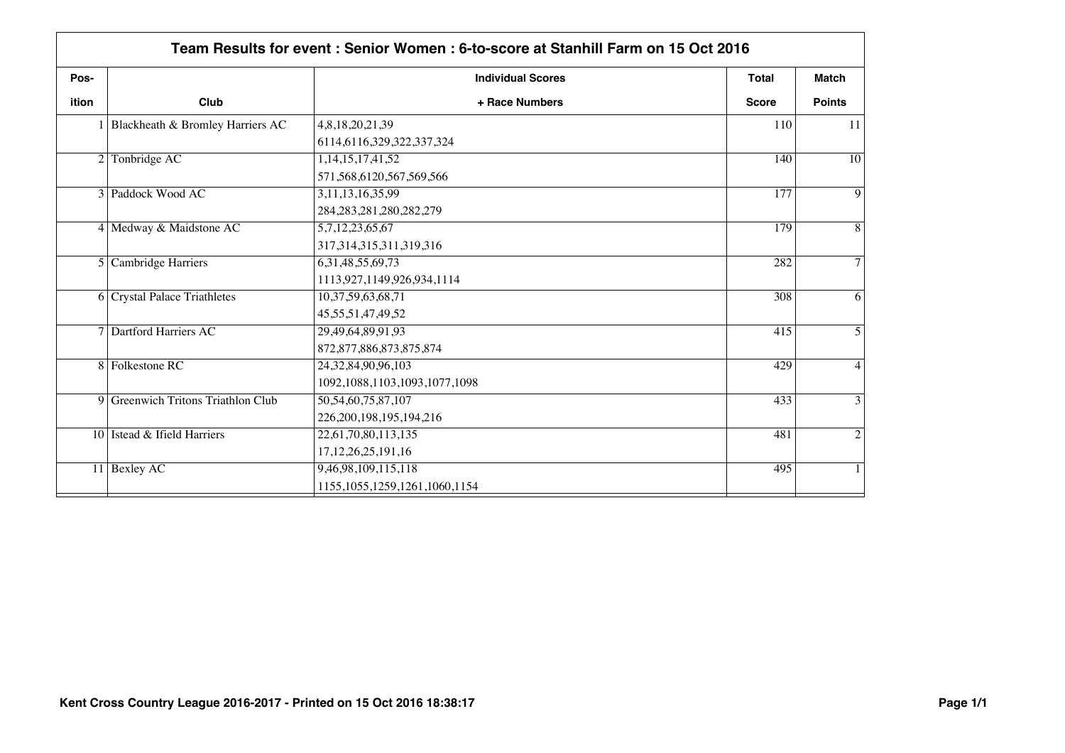## Team Results for event : Senior Women : 6-to-score at Stanhill Farm on 15 Oct 2016

| Pos-ition | Club | Individual Scores + Race Numbers | Total Score | Match Points |
|---|---|---|---|---|
| 1 | Blackheath & Bromley Harriers AC | 4,8,18,20,21,39<br>6114,6116,329,322,337,324 | 110 | 11 |
| 2 | Tonbridge AC | 1,14,15,17,41,52<br>571,568,6120,567,569,566 | 140 | 10 |
| 3 | Paddock Wood AC | 3,11,13,16,35,99<br>284,283,281,280,282,279 | 177 | 9 |
| 4 | Medway & Maidstone AC | 5,7,12,23,65,67<br>317,314,315,311,319,316 | 179 | 8 |
| 5 | Cambridge Harriers | 6,31,48,55,69,73<br>1113,927,1149,926,934,1114 | 282 | 7 |
| 6 | Crystal Palace Triathletes | 10,37,59,63,68,71<br>45,55,51,47,49,52 | 308 | 6 |
| 7 | Dartford Harriers AC | 29,49,64,89,91,93<br>872,877,886,873,875,874 | 415 | 5 |
| 8 | Folkestone RC | 24,32,84,90,96,103<br>1092,1088,1103,1093,1077,1098 | 429 | 4 |
| 9 | Greenwich Tritons Triathlon Club | 50,54,60,75,87,107<br>226,200,198,195,194,216 | 433 | 3 |
| 10 | Istead & Ifield Harriers | 22,61,70,80,113,135<br>17,12,26,25,191,16 | 481 | 2 |
| 11 | Bexley AC | 9,46,98,109,115,118<br>1155,1055,1259,1261,1060,1154 | 495 | 1 |

Kent Cross Country League 2016-2017 - Printed on 15 Oct 2016 18:38:17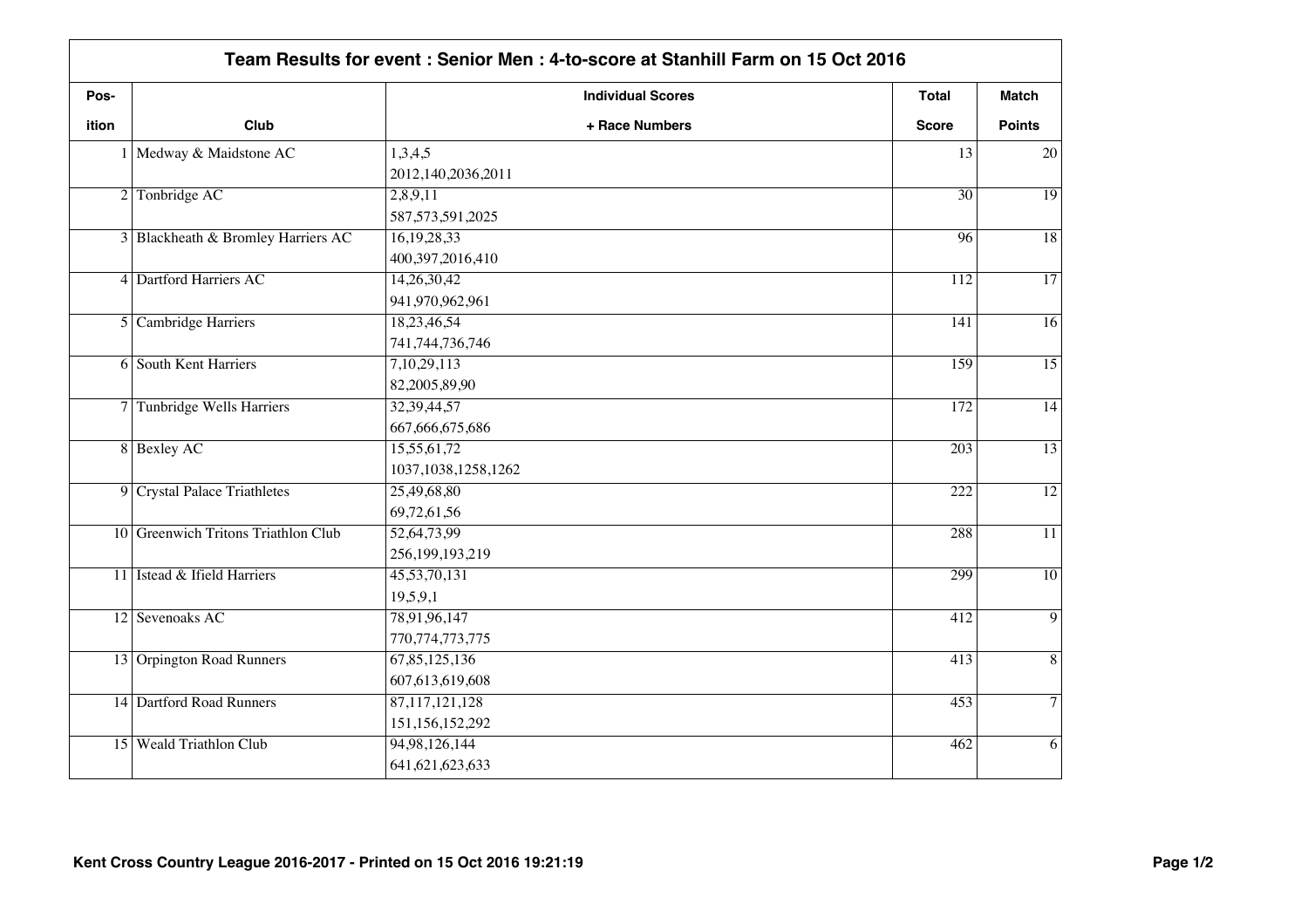| Position | Club | Individual Scores + Race Numbers | Total Score | Match Points |
|---|---|---|---|---|
| 1 | Medway & Maidstone AC | 1,3,4,5<br>2012,140,2036,2011 | 13 | 20 |
| 2 | Tonbridge AC | 2,8,9,11<br>587,573,591,2025 | 30 | 19 |
| 3 | Blackheath & Bromley Harriers AC | 16,19,28,33<br>400,397,2016,410 | 96 | 18 |
| 4 | Dartford Harriers AC | 14,26,30,42<br>941,970,962,961 | 112 | 17 |
| 5 | Cambridge Harriers | 18,23,46,54<br>741,744,736,746 | 141 | 16 |
| 6 | South Kent Harriers | 7,10,29,113<br>82,2005,89,90 | 159 | 15 |
| 7 | Tunbridge Wells Harriers | 32,39,44,57<br>667,666,675,686 | 172 | 14 |
| 8 | Bexley AC | 15,55,61,72<br>1037,1038,1258,1262 | 203 | 13 |
| 9 | Crystal Palace Triathletes | 25,49,68,80<br>69,72,61,56 | 222 | 12 |
| 10 | Greenwich Tritons Triathlon Club | 52,64,73,99<br>256,199,193,219 | 288 | 11 |
| 11 | Istead & Ifield Harriers | 45,53,70,131<br>19,5,9,1 | 299 | 10 |
| 12 | Sevenoaks AC | 78,91,96,147<br>770,774,773,775 | 412 | 9 |
| 13 | Orpington Road Runners | 67,85,125,136<br>607,613,619,608 | 413 | 8 |
| 14 | Dartford Road Runners | 87,117,121,128<br>151,156,152,292 | 453 | 7 |
| 15 | Weald Triathlon Club | 94,98,126,144<br>641,621,623,633 | 462 | 6 |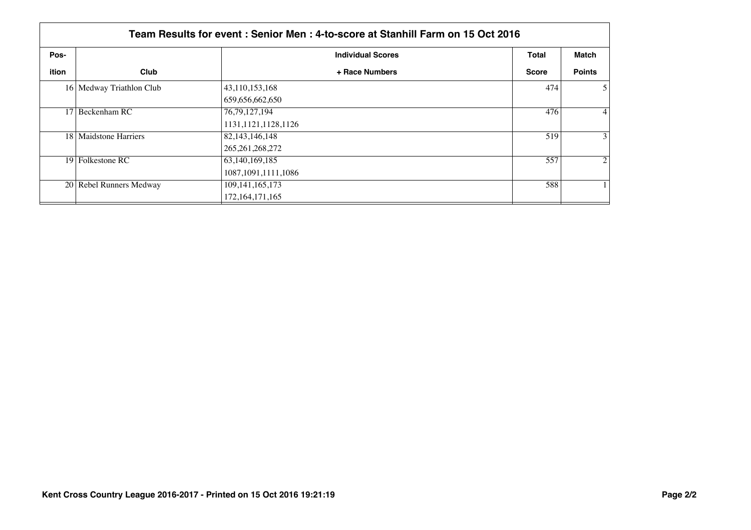## Team Results for event : Senior Men : 4-to-score at Stanhill Farm on 15 Oct 2016

| Pos-ition | Club | Individual Scores + Race Numbers | Total Score | Match Points |
|---|---|---|---|---|
| 16 | Medway Triathlon Club | 43,110,153,168<br>659,656,662,650 | 474 | 5 |
| 17 | Beckenham RC | 76,79,127,194<br>1131,1121,1128,1126 | 476 | 4 |
| 18 | Maidstone Harriers | 82,143,146,148<br>265,261,268,272 | 519 | 3 |
| 19 | Folkestone RC | 63,140,169,185<br>1087,1091,1111,1086 | 557 | 2 |
| 20 | Rebel Runners Medway | 109,141,165,173<br>172,164,171,165 | 588 | 1 |

Kent Cross Country League 2016-2017 - Printed on 15 Oct 2016 19:21:19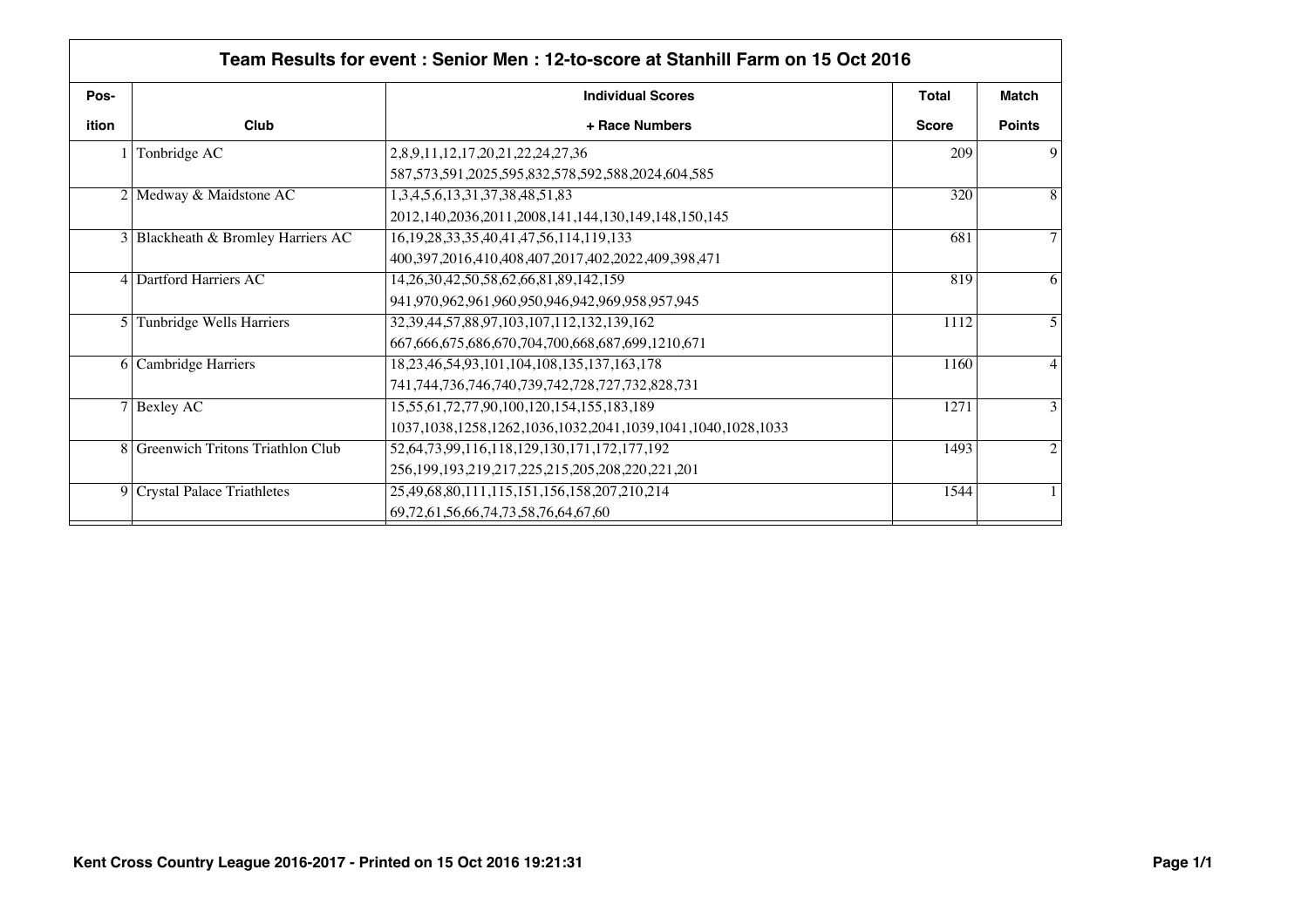## Team Results for event : Senior Men : 12-to-score at Stanhill Farm on 15 Oct 2016

| Pos-ition | Club | Individual Scores + Race Numbers | Total Score | Match Points |
|---|---|---|---|---|
| 1 | Tonbridge AC | 2,8,9,11,12,17,20,21,22,24,27,36<br>587,573,591,2025,595,832,578,592,588,2024,604,585 | 209 | 9 |
| 2 | Medway & Maidstone AC | 1,3,4,5,6,13,31,37,38,48,51,83<br>2012,140,2036,2011,2008,141,144,130,149,148,150,145 | 320 | 8 |
| 3 | Blackheath & Bromley Harriers AC | 16,19,28,33,35,40,41,47,56,114,119,133<br>400,397,2016,410,408,407,2017,402,2022,409,398,471 | 681 | 7 |
| 4 | Dartford Harriers AC | 14,26,30,42,50,58,62,66,81,89,142,159<br>941,970,962,961,960,950,946,942,969,958,957,945 | 819 | 6 |
| 5 | Tunbridge Wells Harriers | 32,39,44,57,88,97,103,107,112,132,139,162<br>667,666,675,686,670,704,700,668,687,699,1210,671 | 1112 | 5 |
| 6 | Cambridge Harriers | 18,23,46,54,93,101,104,108,135,137,163,178<br>741,744,736,746,740,739,742,728,727,732,828,731 | 1160 | 4 |
| 7 | Bexley AC | 15,55,61,72,77,90,100,120,154,155,183,189<br>1037,1038,1258,1262,1036,1032,2041,1039,1041,1040,1028,1033 | 1271 | 3 |
| 8 | Greenwich Tritons Triathlon Club | 52,64,73,99,116,118,129,130,171,172,177,192<br>256,199,193,219,217,225,215,205,208,220,221,201 | 1493 | 2 |
| 9 | Crystal Palace Triathletes | 25,49,68,80,111,115,151,156,158,207,210,214<br>69,72,61,56,66,74,73,58,76,64,67,60 | 1544 | 1 |

Kent Cross Country League 2016-2017 - Printed on 15 Oct 2016 19:21:31